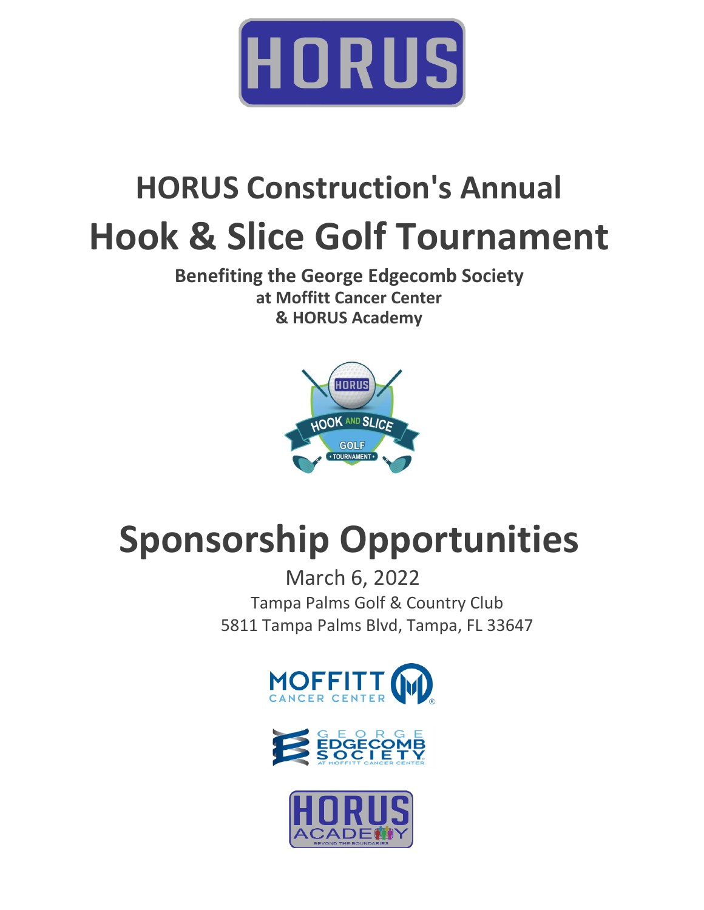# HORUS Construction's Annual

# Hook & Slice Golf Tournament

**Benefiting the George Edgecomb Society**
**at Moffitt Cancer Center**
**& HORUS Academy**

# Sponsorship Opportunities

March 6, 2022

Tampa Palms Golf & Country Club

5811 Tampa Palms Blvd, Tampa, FL 33647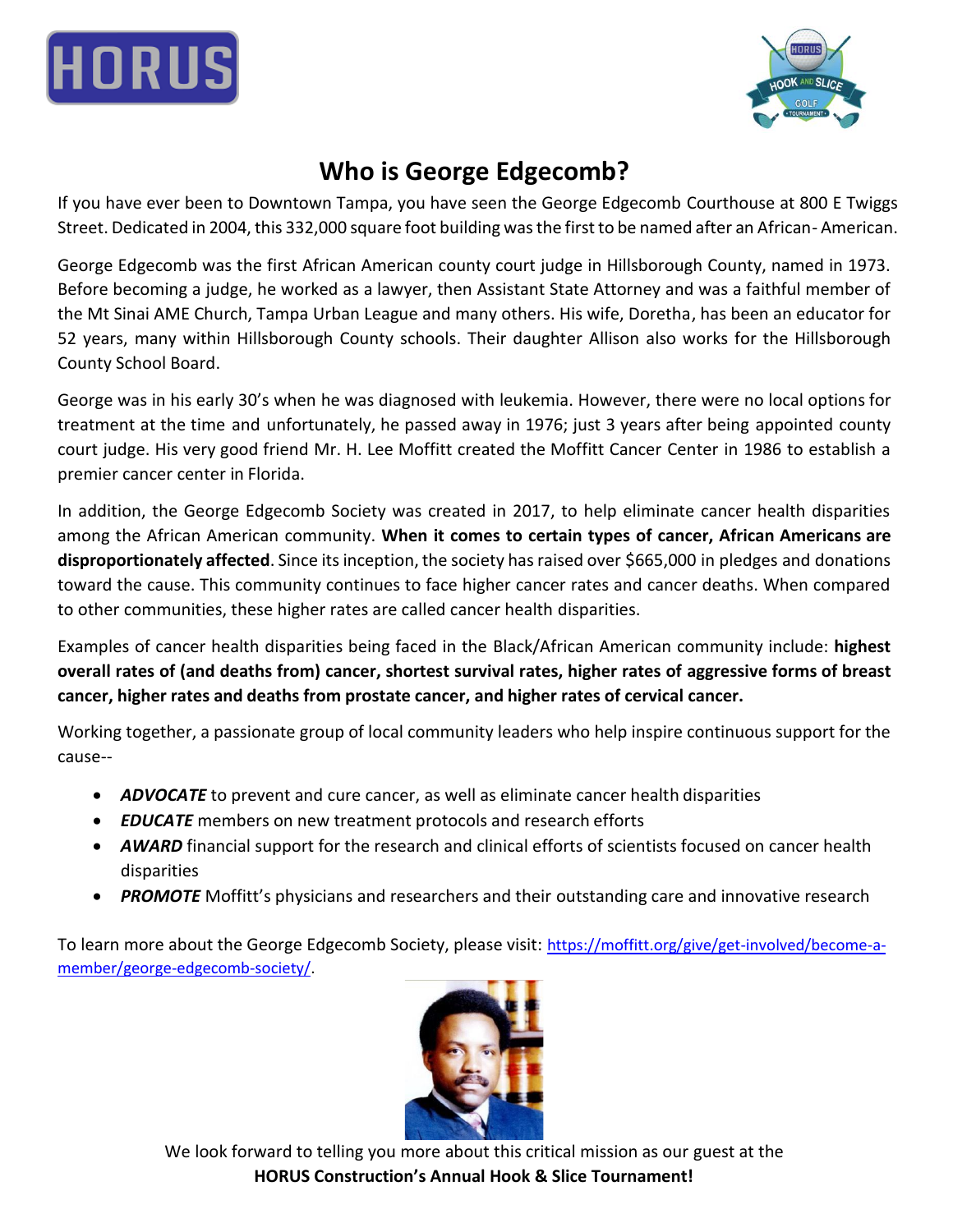# Who is George Edgecomb?

If you have ever been to Downtown Tampa, you have seen the George Edgecomb Courthouse at 800 E Twiggs Street. Dedicated in 2004, this 332,000 square foot building was the first to be named after an African- American.

George Edgecomb was the first African American county court judge in Hillsborough County, named in 1973. Before becoming a judge, he worked as a lawyer, then Assistant State Attorney and was a faithful member of the Mt Sinai AME Church, Tampa Urban League and many others. His wife, Doretha, has been an educator for 52 years, many within Hillsborough County schools. Their daughter Allison also works for the Hillsborough County School Board.

George was in his early 30's when he was diagnosed with leukemia. However, there were no local options for treatment at the time and unfortunately, he passed away in 1976; just 3 years after being appointed county court judge. His very good friend Mr. H. Lee Moffitt created the Moffitt Cancer Center in 1986 to establish a premier cancer center in Florida.

In addition, the George Edgecomb Society was created in 2017, to help eliminate cancer health disparities among the African American community. **When it comes to certain types of cancer, African Americans are disproportionately affected**. Since its inception, the society has raised over $665,000 in pledges and donations toward the cause. This community continues to face higher cancer rates and cancer deaths. When compared to other communities, these higher rates are called cancer health disparities.

Examples of cancer health disparities being faced in the Black/African American community include: **highest overall rates of (and deaths from) cancer, shortest survival rates, higher rates of aggressive forms of breast cancer, higher rates and deaths from prostate cancer, and higher rates of cervical cancer.**

Working together, a passionate group of local community leaders who help inspire continuous support for the cause--

- ***ADVOCATE*** to prevent and cure cancer, as well as eliminate cancer health disparities
- ***EDUCATE*** members on new treatment protocols and research efforts
- ***AWARD*** financial support for the research and clinical efforts of scientists focused on cancer health disparities
- ***PROMOTE*** Moffitt's physicians and researchers and their outstanding care and innovative research

To learn more about the George Edgecomb Society, please visit: https://moffitt.org/give/get-involved/become-a-member/george-edgecomb-society/.

We look forward to telling you more about this critical mission as our guest at the
**HORUS Construction's Annual Hook & Slice Tournament!**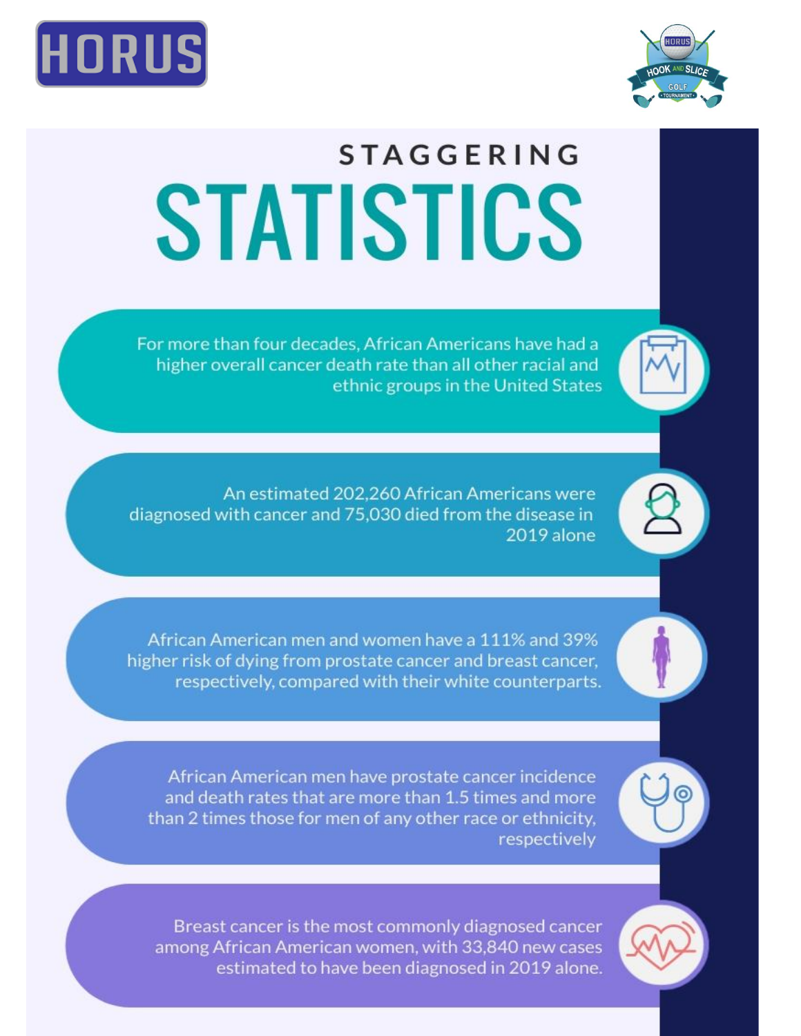# STAGGERING STATISTICS

- For more than four decades, African Americans have had a higher overall cancer death rate than all other racial and ethnic groups in the United States

- An estimated 202,260 African Americans were diagnosed with cancer and 75,030 died from the disease in 2019 alone

- African American men and women have a 111% and 39% higher risk of dying from prostate cancer and breast cancer, respectively, compared with their white counterparts.

- African American men have prostate cancer incidence and death rates that are more than 1.5 times and more than 2 times those for men of any other race or ethnicity, respectively

- Breast cancer is the most commonly diagnosed cancer among African American women, with 33,840 new cases estimated to have been diagnosed in 2019 alone.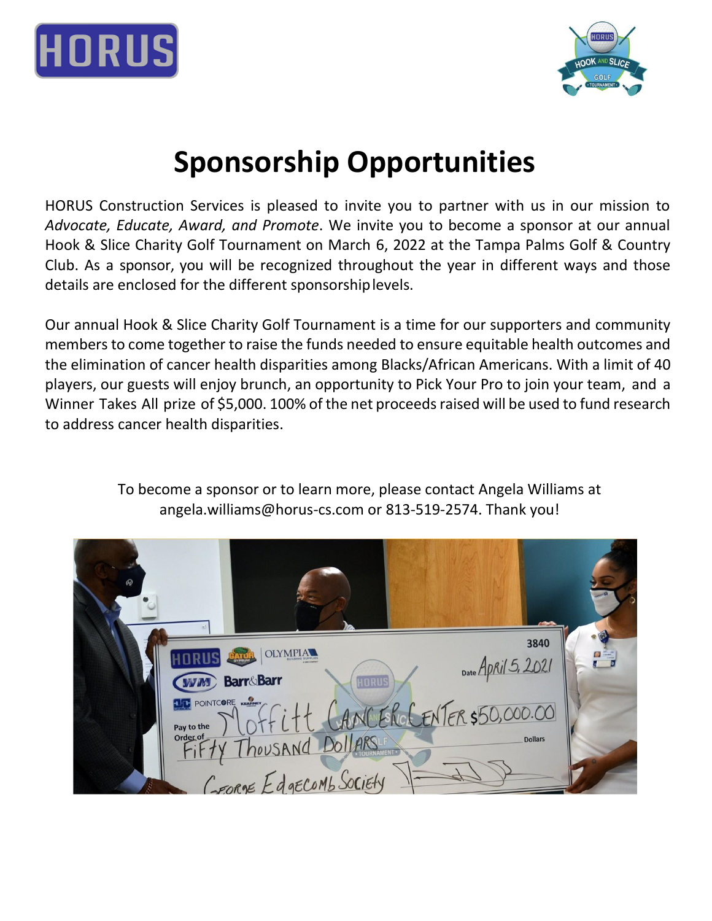# Sponsorship Opportunities

HORUS Construction Services is pleased to invite you to partner with us in our mission to *Advocate, Educate, Award, and Promote*. We invite you to become a sponsor at our annual Hook & Slice Charity Golf Tournament on March 6, 2022 at the Tampa Palms Golf & Country Club. As a sponsor, you will be recognized throughout the year in different ways and those details are enclosed for the different sponsorship levels.

Our annual Hook & Slice Charity Golf Tournament is a time for our supporters and community members to come together to raise the funds needed to ensure equitable health outcomes and the elimination of cancer health disparities among Blacks/African Americans. With a limit of 40 players, our guests will enjoy brunch, an opportunity to Pick Your Pro to join your team, and a Winner Takes All prize of $5,000. 100% of the net proceeds raised will be used to fund research to address cancer health disparities.

To become a sponsor or to learn more, please contact Angela Williams at angela.williams@horus-cs.com or 813-519-2574. Thank you!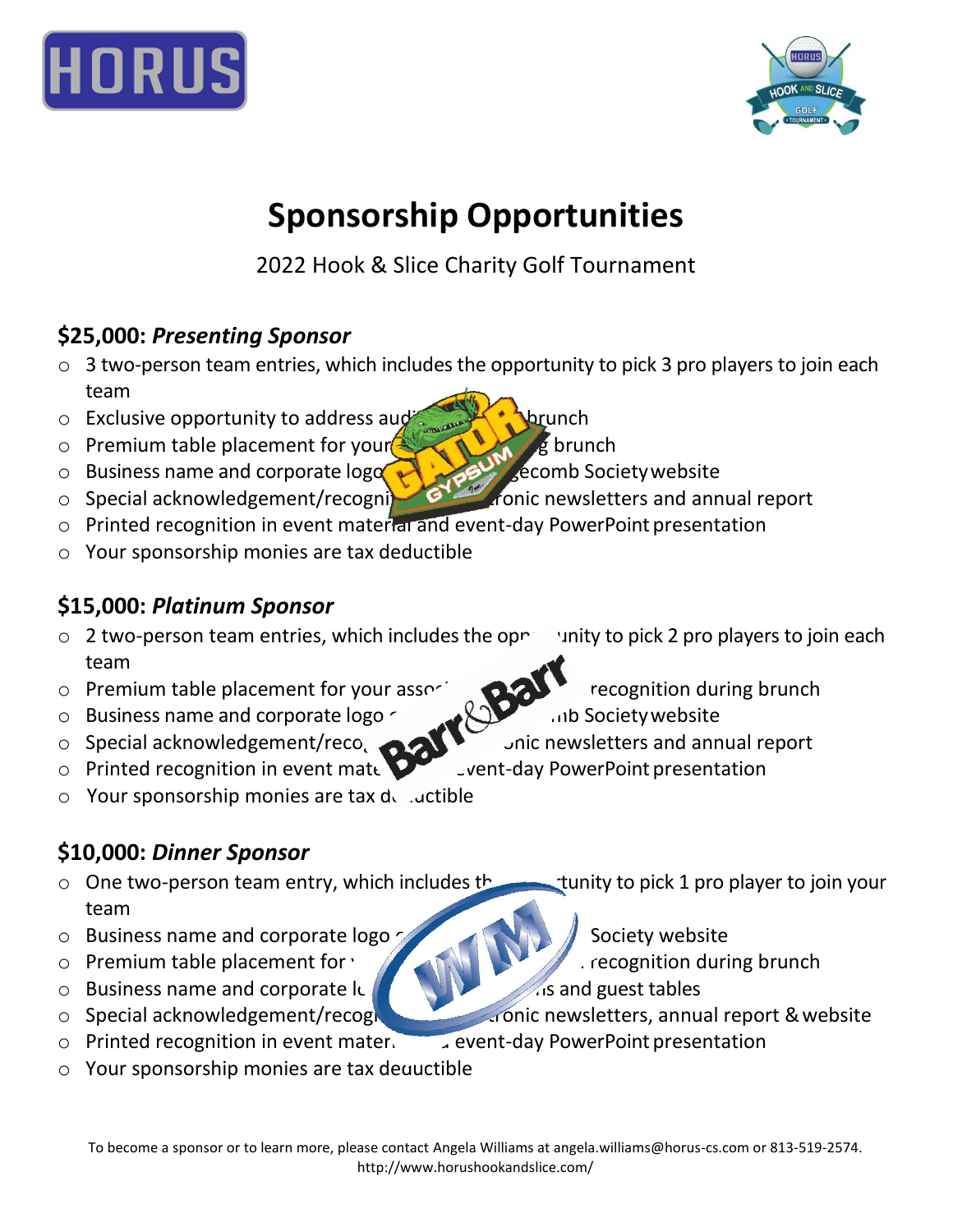# Sponsorship Opportunities

2022 Hook & Slice Charity Golf Tournament

## $25,000: *Presenting Sponsor*

- 3 two-person team entries, which includes the opportunity to pick 3 pro players to join each team
- Exclusive opportunity to address aud brunch
- Premium table placement for your g brunch
- Business name and corporate logo ecomb Society website
- Special acknowledgement/recogni ronic newsletters and annual report
- Printed recognition in event material and event-day PowerPoint presentation
- Your sponsorship monies are tax deductible

## $15,000: *Platinum Sponsor*

- 2 two-person team entries, which includes the opp unity to pick 2 pro players to join each team
- Premium table placement for your asso recognition during brunch
- Business name and corporate logo b Society website
- Special acknowledgement/reco nic newsletters and annual report
- Printed recognition in event mate vent-day PowerPoint presentation
- Your sponsorship monies are tax d uctible

## $10,000: *Dinner Sponsor*

- One two-person team entry, which includes th tunity to pick 1 pro player to join your team
- Business name and corporate logo Society website
- Premium table placement for recognition during brunch
- Business name and corporate l s and guest tables
- Special acknowledgement/recog ronic newsletters, annual report & website
- Printed recognition in event mater event-day PowerPoint presentation
- Your sponsorship monies are tax deductible

To become a sponsor or to learn more, please contact Angela Williams at angela.williams@horus-cs.com or 813-519-2574.
http://www.horushookandslice.com/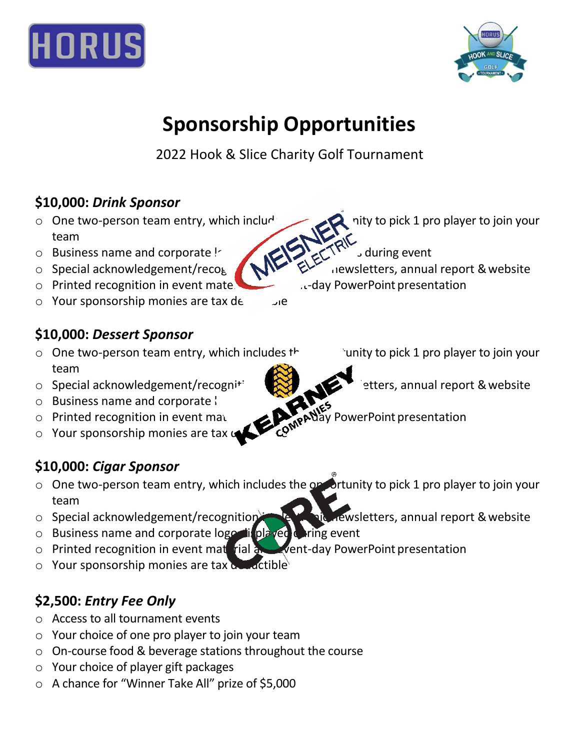# Sponsorship Opportunities

2022 Hook & Slice Charity Golf Tournament

### $10,000: *Drink Sponsor*

- One two-person team entry, which includes the opportunity to pick 1 pro player to join your team
- Business name and corporate logo displayed during event
- Special acknowledgement/recognition in newsletters, annual report & website
- Printed recognition in event material and event-day PowerPoint presentation
- Your sponsorship monies are tax deductible

### $10,000: *Dessert Sponsor*

- One two-person team entry, which includes the opportunity to pick 1 pro player to join your team
- Special acknowledgement/recognition in newsletters, annual report & website
- Business name and corporate logo displayed during event
- Printed recognition in event material and event-day PowerPoint presentation
- Your sponsorship monies are tax deductible

### $10,000: *Cigar Sponsor*

- One two-person team entry, which includes the opportunity to pick 1 pro player to join your team
- Special acknowledgement/recognition in newsletters, annual report & website
- Business name and corporate logo displayed during event
- Printed recognition in event material and event-day PowerPoint presentation
- Your sponsorship monies are tax deductible

### $2,500: *Entry Fee Only*

- Access to all tournament events
- Your choice of one pro player to join your team
- On-course food & beverage stations throughout the course
- Your choice of player gift packages
- A chance for "Winner Take All" prize of $5,000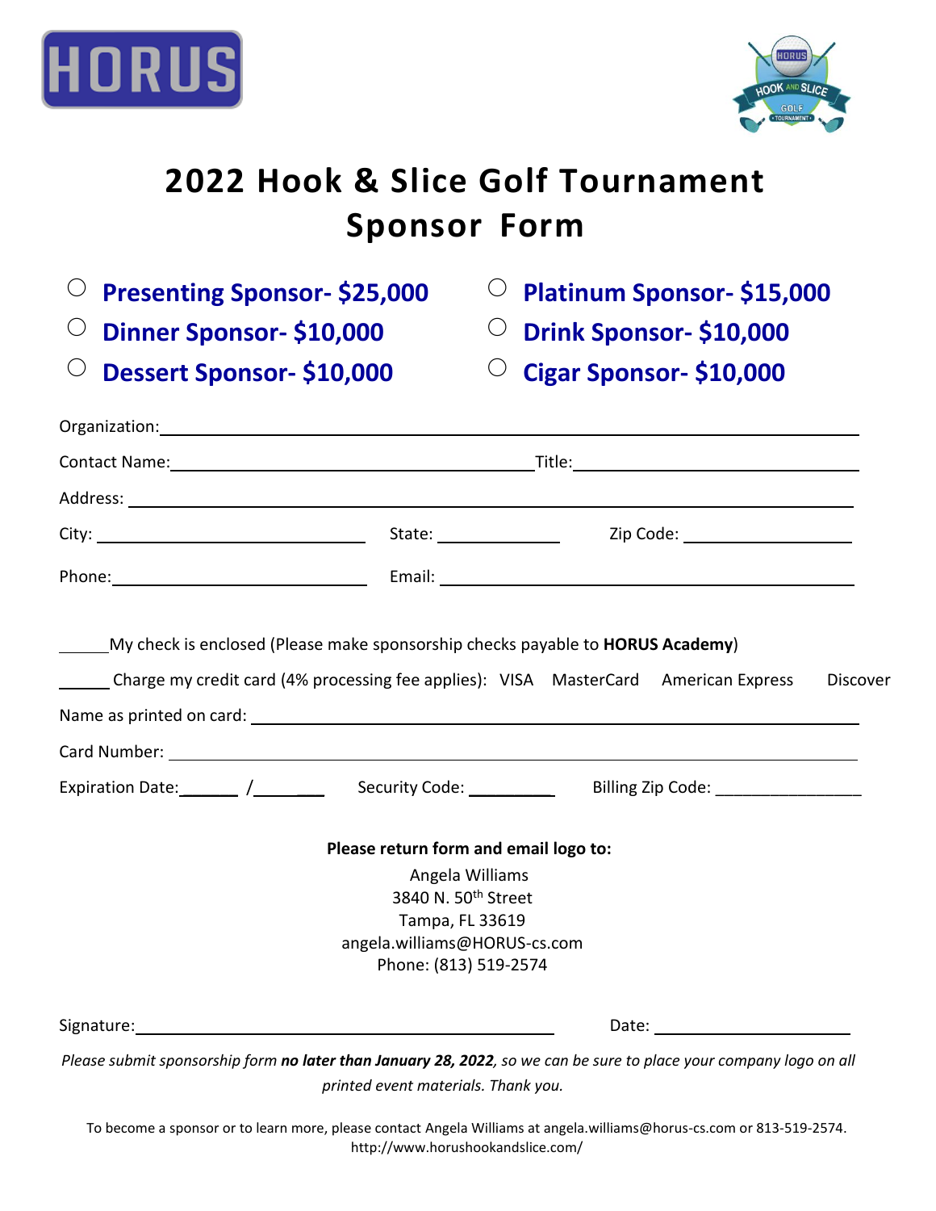# 2022 Hook & Slice Golf Tournament Sponsor Form

- ○ **Presenting Sponsor- $25,000**
- ○ **Platinum Sponsor- $15,000**
- ○ **Dinner Sponsor- $10,000**
- ○ **Drink Sponsor- $10,000**
- ○ **Dessert Sponsor- $10,000**
- ○ **Cigar Sponsor- $10,000**

Organization: ______________________________________________

Contact Name: ______________________ Title: ______________________

Address: ______________________________________________

City: ________________ State: __________ Zip Code: ______________

Phone: ________________ Email: ______________________________

______My check is enclosed (Please make sponsorship checks payable to **HORUS Academy**)

______ Charge my credit card (4% processing fee applies): VISA MasterCard American Express Discover

Name as printed on card: ______________________________________________

Card Number: ______________________________________________

Expiration Date:______ /______ Security Code: _________ Billing Zip Code: ________________

**Please return form and email logo to:**

Angela Williams
3840 N. 50th Street
Tampa, FL 33619
angela.williams@HORUS-cs.com
Phone: (813) 519-2574

Signature: ______________________________ Date: ________________

*Please submit sponsorship form **no later than January 28, 2022**, so we can be sure to place your company logo on all printed event materials. Thank you.*

To become a sponsor or to learn more, please contact Angela Williams at angela.williams@horus-cs.com or 813-519-2574.
http://www.horushookandslice.com/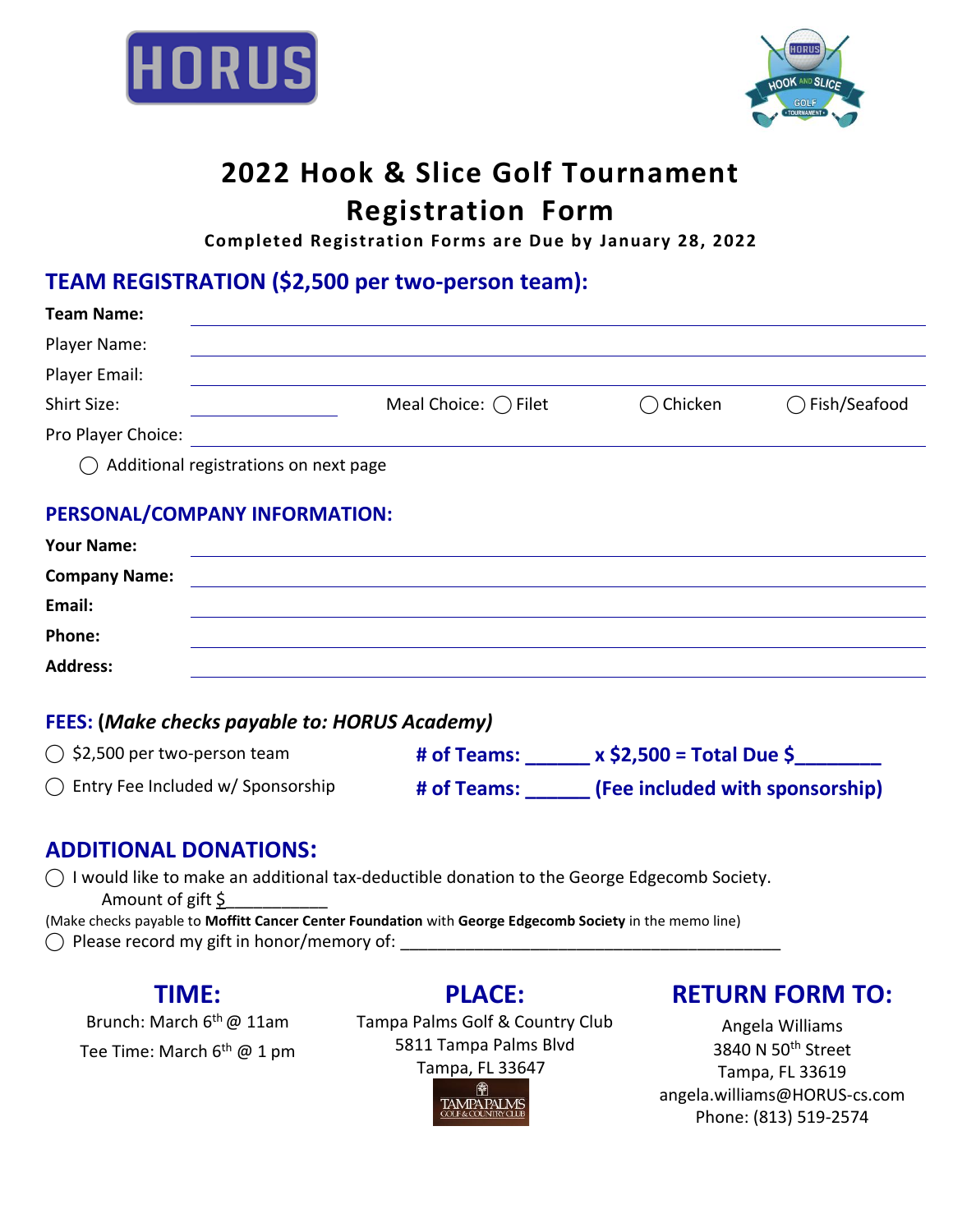# 2022 Hook & Slice Golf Tournament Registration Form

**Completed Registration Forms are Due by January 28, 2022**

## TEAM REGISTRATION ($2,500 per two-person team):

**Team Name:** ______________________________

Player Name: ______________________________

Player Email: ______________________________

Shirt Size: ____________ Meal Choice: ◯ Filet ◯ Chicken ◯ Fish/Seafood

Pro Player Choice: ______________________________

◯ Additional registrations on next page

## PERSONAL/COMPANY INFORMATION:

**Your Name:** ______________________________

**Company Name:** ______________________________

**Email:** ______________________________

**Phone:** ______________________________

**Address:** ______________________________

## FEES: (*Make checks payable to: HORUS Academy)*

◯ $2,500 per two-person team **# of Teams: ______ x $2,500 = Total Due $________**

◯ Entry Fee Included w/ Sponsorship **# of Teams: ______ (Fee included with sponsorship)**

## ADDITIONAL DONATIONS:

◯ I would like to make an additional tax-deductible donation to the George Edgecomb Society.
Amount of gift $___________

(Make checks payable to **Moffitt Cancer Center Foundation** with **George Edgecomb Society** in the memo line)

◯ Please record my gift in honor/memory of: ___________________________________________

## TIME:

Brunch: March 6th @ 11am

Tee Time: March 6th @ 1 pm

## PLACE:

Tampa Palms Golf & Country Club
5811 Tampa Palms Blvd
Tampa, FL 33647

## RETURN FORM TO:

Angela Williams
3840 N 50th Street
Tampa, FL 33619
angela.williams@HORUS-cs.com
Phone: (813) 519-2574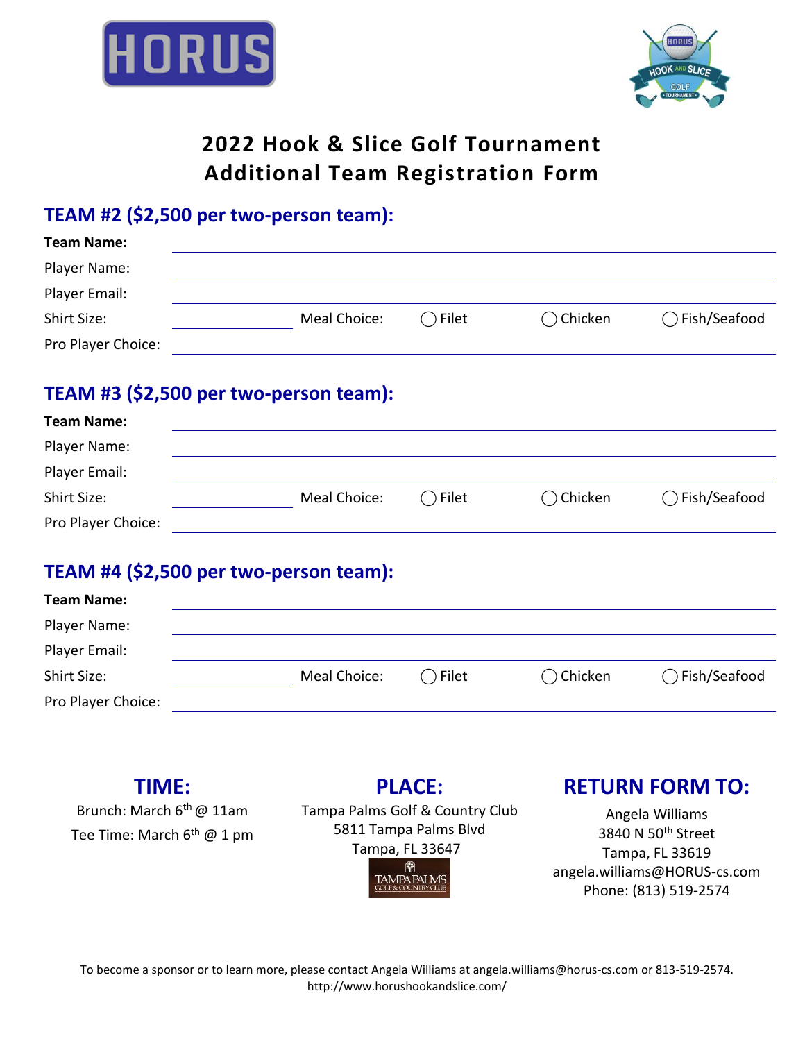# 2022 Hook & Slice Golf Tournament
# Additional Team Registration Form

## TEAM #2 ($2,500 per two-person team):

**Team Name:** \_\_\_\_\_\_\_\_\_\_\_\_\_\_\_\_\_\_\_\_

Player Name: \_\_\_\_\_\_\_\_\_\_\_\_\_\_\_\_\_\_\_\_

Player Email: \_\_\_\_\_\_\_\_\_\_\_\_\_\_\_\_\_\_\_\_

Shirt Size: \_\_\_\_\_\_\_\_\_\_ Meal Choice: ◯ Filet ◯ Chicken ◯ Fish/Seafood

Pro Player Choice: \_\_\_\_\_\_\_\_\_\_\_\_\_\_\_\_\_\_\_\_

## TEAM #3 ($2,500 per two-person team):

**Team Name:** \_\_\_\_\_\_\_\_\_\_\_\_\_\_\_\_\_\_\_\_

Player Name: \_\_\_\_\_\_\_\_\_\_\_\_\_\_\_\_\_\_\_\_

Player Email: \_\_\_\_\_\_\_\_\_\_\_\_\_\_\_\_\_\_\_\_

Shirt Size: \_\_\_\_\_\_\_\_\_\_ Meal Choice: ◯ Filet ◯ Chicken ◯ Fish/Seafood

Pro Player Choice: \_\_\_\_\_\_\_\_\_\_\_\_\_\_\_\_\_\_\_\_

## TEAM #4 ($2,500 per two-person team):

**Team Name:** \_\_\_\_\_\_\_\_\_\_\_\_\_\_\_\_\_\_\_\_

Player Name: \_\_\_\_\_\_\_\_\_\_\_\_\_\_\_\_\_\_\_\_

Player Email: \_\_\_\_\_\_\_\_\_\_\_\_\_\_\_\_\_\_\_\_

Shirt Size: \_\_\_\_\_\_\_\_\_\_ Meal Choice: ◯ Filet ◯ Chicken ◯ Fish/Seafood

Pro Player Choice: \_\_\_\_\_\_\_\_\_\_\_\_\_\_\_\_\_\_\_\_

## TIME:

Brunch: March 6th @ 11am

Tee Time: March 6th @ 1 pm

## PLACE:

Tampa Palms Golf & Country Club
5811 Tampa Palms Blvd
Tampa, FL 33647

## RETURN FORM TO:

Angela Williams
3840 N 50th Street
Tampa, FL 33619
angela.williams@HORUS-cs.com
Phone: (813) 519-2574

To become a sponsor or to learn more, please contact Angela Williams at angela.williams@horus-cs.com or 813-519-2574.
http://www.horushookandslice.com/